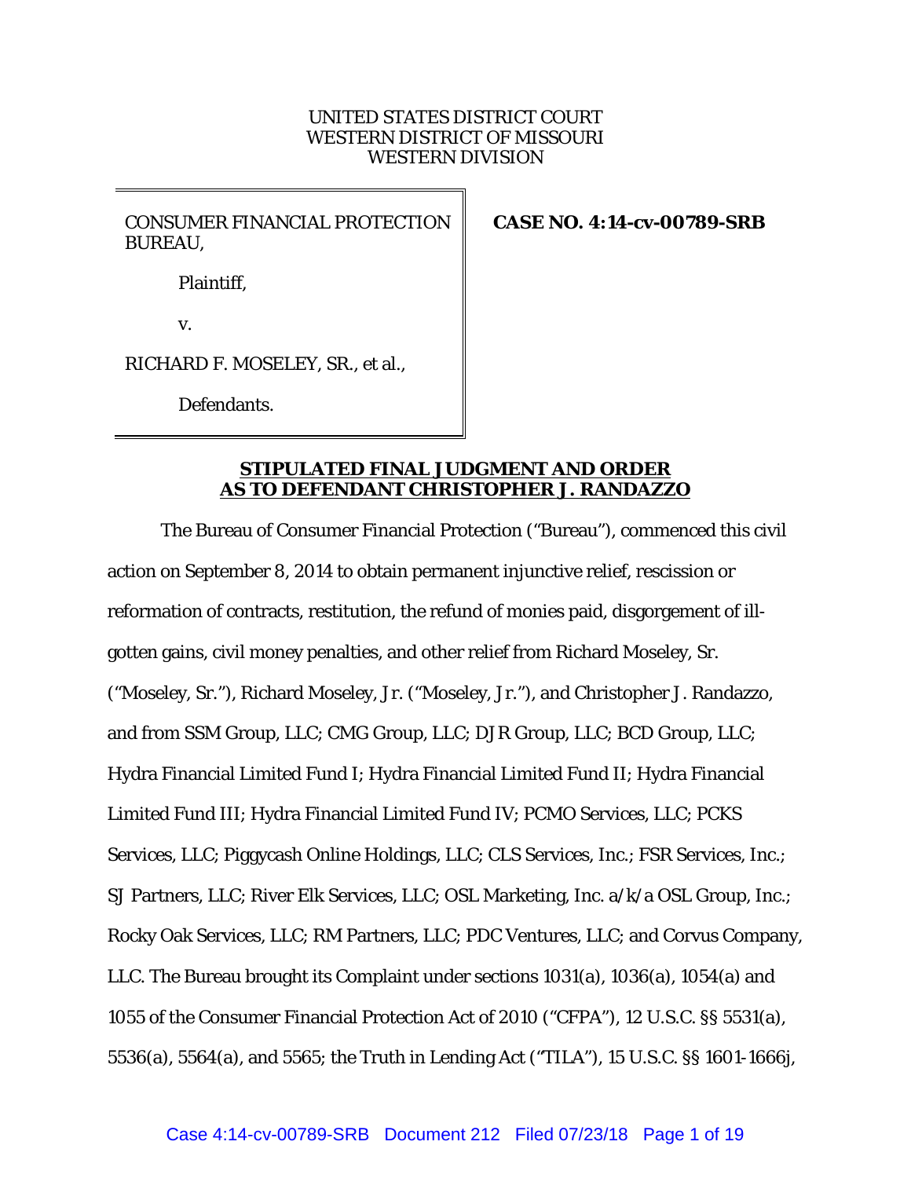UNITED STATES DISTRICT COURT
WESTERN DISTRICT OF MISSOURI
WESTERN DIVISION

CONSUMER FINANCIAL PROTECTION BUREAU,

Plaintiff,

v.

RICHARD F. MOSELEY, SR., et al.,

Defendants.

**CASE NO. 4:14-cv-00789-SRB**

## STIPULATED FINAL JUDGMENT AND ORDER AS TO DEFENDANT CHRISTOPHER J. RANDAZZO

The Bureau of Consumer Financial Protection ("Bureau"), commenced this civil action on September 8, 2014 to obtain permanent injunctive relief, rescission or reformation of contracts, restitution, the refund of monies paid, disgorgement of ill-gotten gains, civil money penalties, and other relief from Richard Moseley, Sr. ("Moseley, Sr."), Richard Moseley, Jr. ("Moseley, Jr."), and Christopher J. Randazzo, and from SSM Group, LLC; CMG Group, LLC; DJR Group, LLC; BCD Group, LLC; Hydra Financial Limited Fund I; Hydra Financial Limited Fund II; Hydra Financial Limited Fund III; Hydra Financial Limited Fund IV; PCMO Services, LLC; PCKS Services, LLC; Piggycash Online Holdings, LLC; CLS Services, Inc.; FSR Services, Inc.; SJ Partners, LLC; River Elk Services, LLC; OSL Marketing, Inc. a/k/a OSL Group, Inc.; Rocky Oak Services, LLC; RM Partners, LLC; PDC Ventures, LLC; and Corvus Company, LLC. The Bureau brought its Complaint under sections 1031(a), 1036(a), 1054(a) and 1055 of the Consumer Financial Protection Act of 2010 ("CFPA"), 12 U.S.C. §§ 5531(a), 5536(a), 5564(a), and 5565; the Truth in Lending Act ("TILA"), 15 U.S.C. §§ 1601-1666j,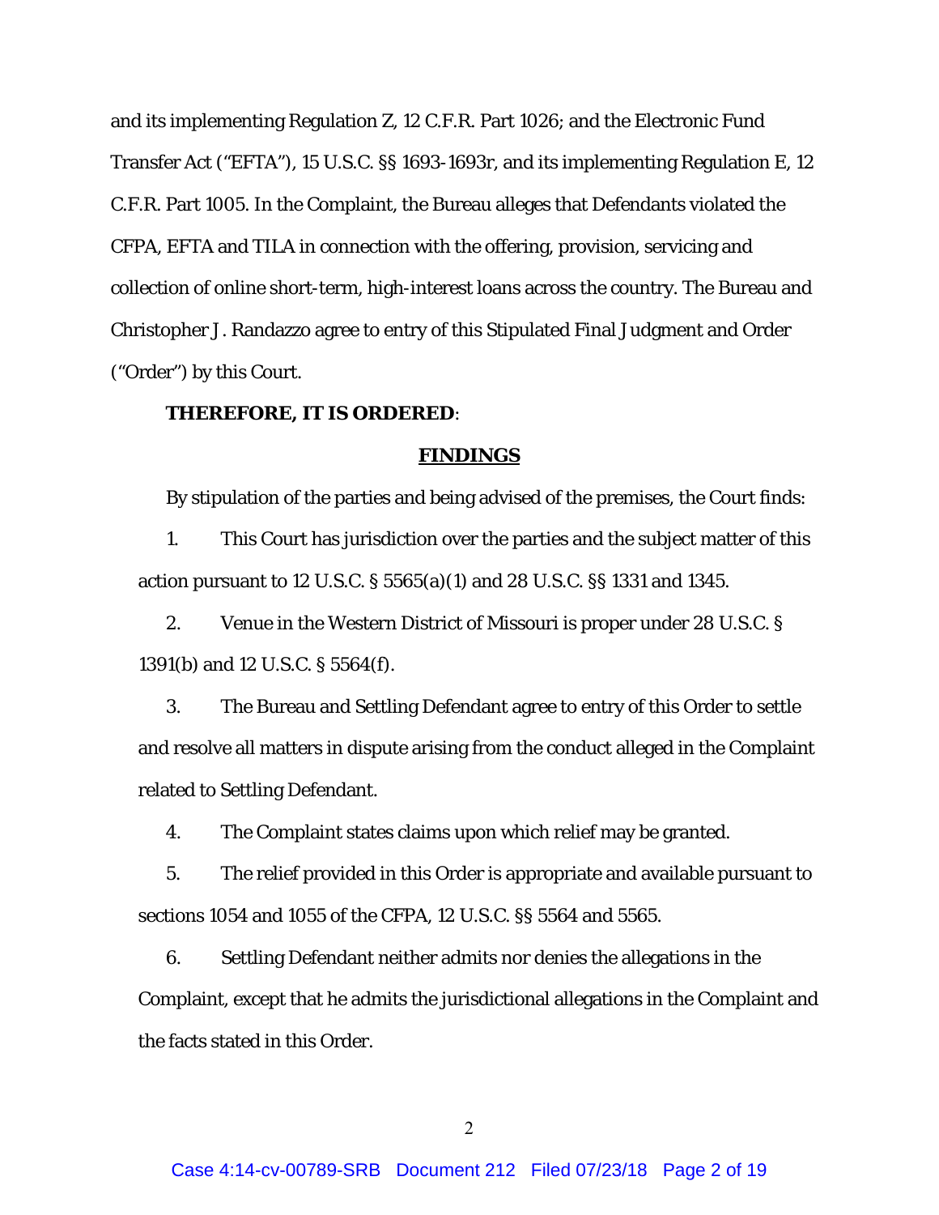and its implementing Regulation Z, 12 C.F.R. Part 1026; and the Electronic Fund Transfer Act ("EFTA"), 15 U.S.C. §§ 1693-1693r, and its implementing Regulation E, 12 C.F.R. Part 1005. In the Complaint, the Bureau alleges that Defendants violated the CFPA, EFTA and TILA in connection with the offering, provision, servicing and collection of online short-term, high-interest loans across the country. The Bureau and Christopher J. Randazzo agree to entry of this Stipulated Final Judgment and Order ("Order") by this Court.

**THEREFORE, IT IS ORDERED**:

## FINDINGS

By stipulation of the parties and being advised of the premises, the Court finds:

1. This Court has jurisdiction over the parties and the subject matter of this action pursuant to 12 U.S.C. § 5565(a)(1) and 28 U.S.C. §§ 1331 and 1345.

2. Venue in the Western District of Missouri is proper under 28 U.S.C. § 1391(b) and 12 U.S.C. § 5564(f).

3. The Bureau and Settling Defendant agree to entry of this Order to settle and resolve all matters in dispute arising from the conduct alleged in the Complaint related to Settling Defendant.

4. The Complaint states claims upon which relief may be granted.

5. The relief provided in this Order is appropriate and available pursuant to sections 1054 and 1055 of the CFPA, 12 U.S.C. §§ 5564 and 5565.

6. Settling Defendant neither admits nor denies the allegations in the Complaint, except that he admits the jurisdictional allegations in the Complaint and the facts stated in this Order.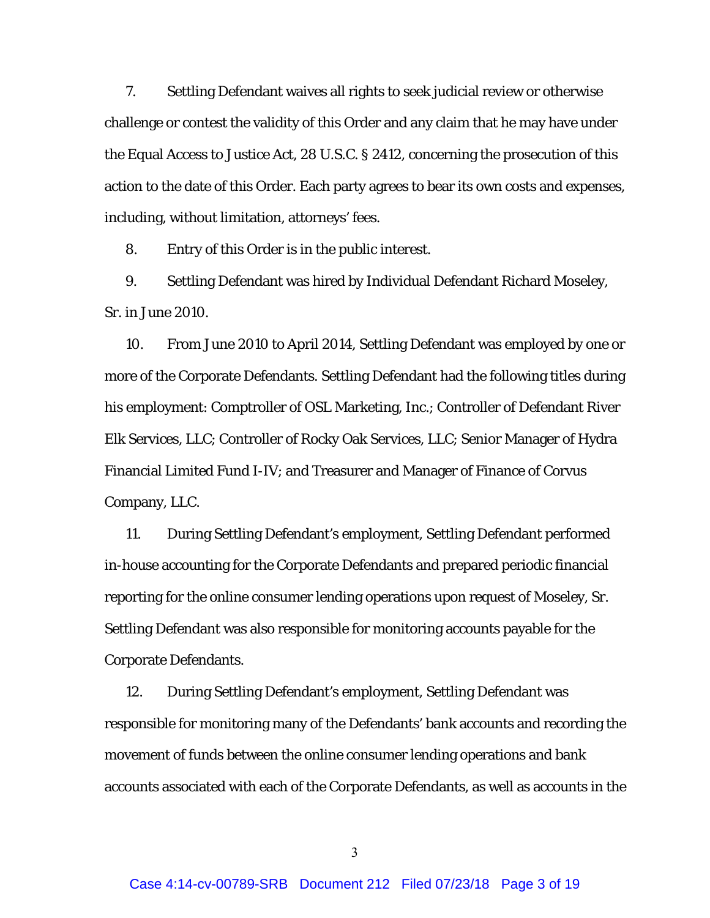7. Settling Defendant waives all rights to seek judicial review or otherwise challenge or contest the validity of this Order and any claim that he may have under the Equal Access to Justice Act, 28 U.S.C. § 2412, concerning the prosecution of this action to the date of this Order. Each party agrees to bear its own costs and expenses, including, without limitation, attorneys' fees.

8. Entry of this Order is in the public interest.

9. Settling Defendant was hired by Individual Defendant Richard Moseley, Sr. in June 2010.

10. From June 2010 to April 2014, Settling Defendant was employed by one or more of the Corporate Defendants. Settling Defendant had the following titles during his employment: Comptroller of OSL Marketing, Inc.; Controller of Defendant River Elk Services, LLC; Controller of Rocky Oak Services, LLC; Senior Manager of Hydra Financial Limited Fund I-IV; and Treasurer and Manager of Finance of Corvus Company, LLC.

11. During Settling Defendant's employment, Settling Defendant performed in-house accounting for the Corporate Defendants and prepared periodic financial reporting for the online consumer lending operations upon request of Moseley, Sr. Settling Defendant was also responsible for monitoring accounts payable for the Corporate Defendants.

12. During Settling Defendant's employment, Settling Defendant was responsible for monitoring many of the Defendants' bank accounts and recording the movement of funds between the online consumer lending operations and bank accounts associated with each of the Corporate Defendants, as well as accounts in the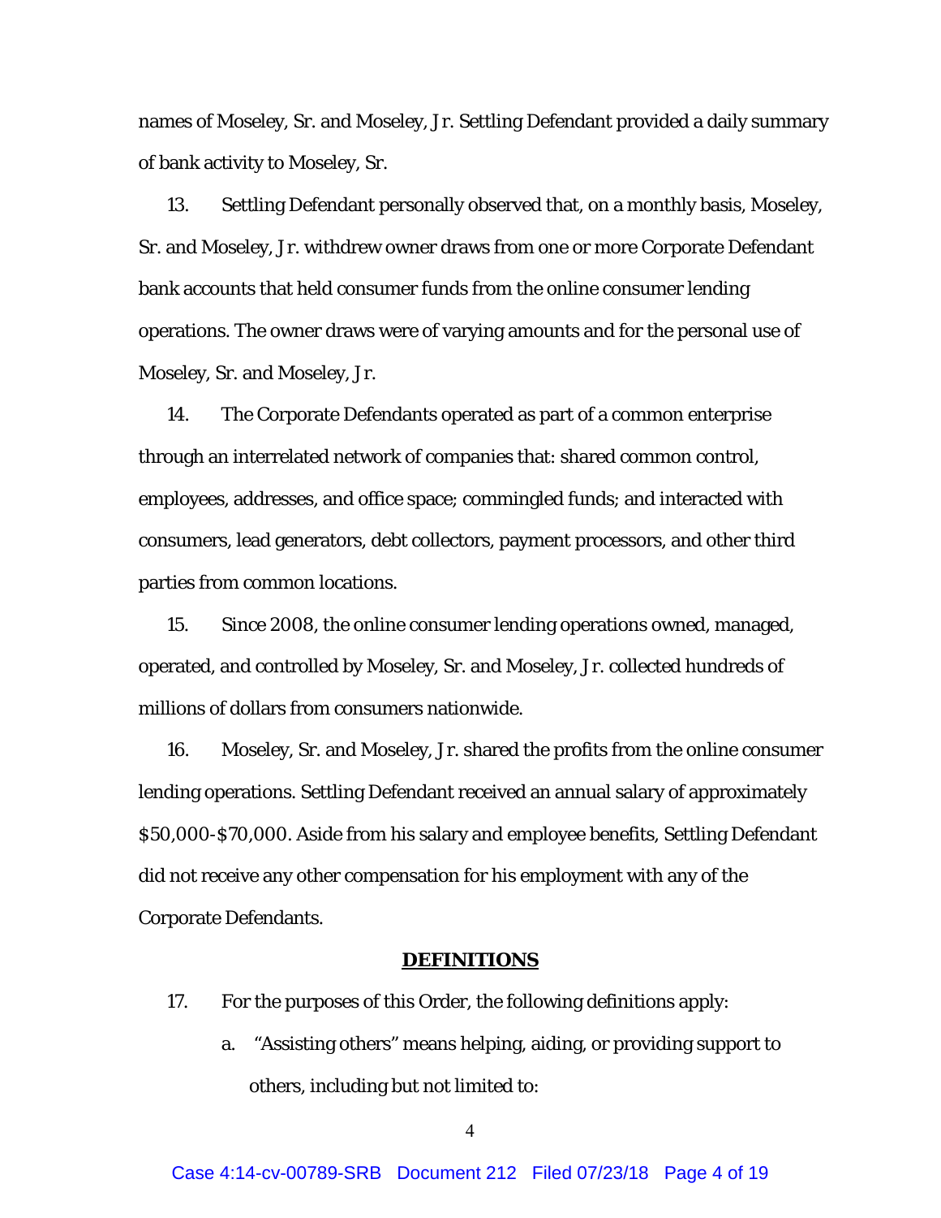names of Moseley, Sr. and Moseley, Jr. Settling Defendant provided a daily summary of bank activity to Moseley, Sr.

13. Settling Defendant personally observed that, on a monthly basis, Moseley, Sr. and Moseley, Jr. withdrew owner draws from one or more Corporate Defendant bank accounts that held consumer funds from the online consumer lending operations. The owner draws were of varying amounts and for the personal use of Moseley, Sr. and Moseley, Jr.

14. The Corporate Defendants operated as part of a common enterprise through an interrelated network of companies that: shared common control, employees, addresses, and office space; commingled funds; and interacted with consumers, lead generators, debt collectors, payment processors, and other third parties from common locations.

15. Since 2008, the online consumer lending operations owned, managed, operated, and controlled by Moseley, Sr. and Moseley, Jr. collected hundreds of millions of dollars from consumers nationwide.

16. Moseley, Sr. and Moseley, Jr. shared the profits from the online consumer lending operations. Settling Defendant received an annual salary of approximately $50,000-$70,000. Aside from his salary and employee benefits, Settling Defendant did not receive any other compensation for his employment with any of the Corporate Defendants.

## DEFINITIONS

17. For the purposes of this Order, the following definitions apply:

   a. "Assisting others" means helping, aiding, or providing support to others, including but not limited to: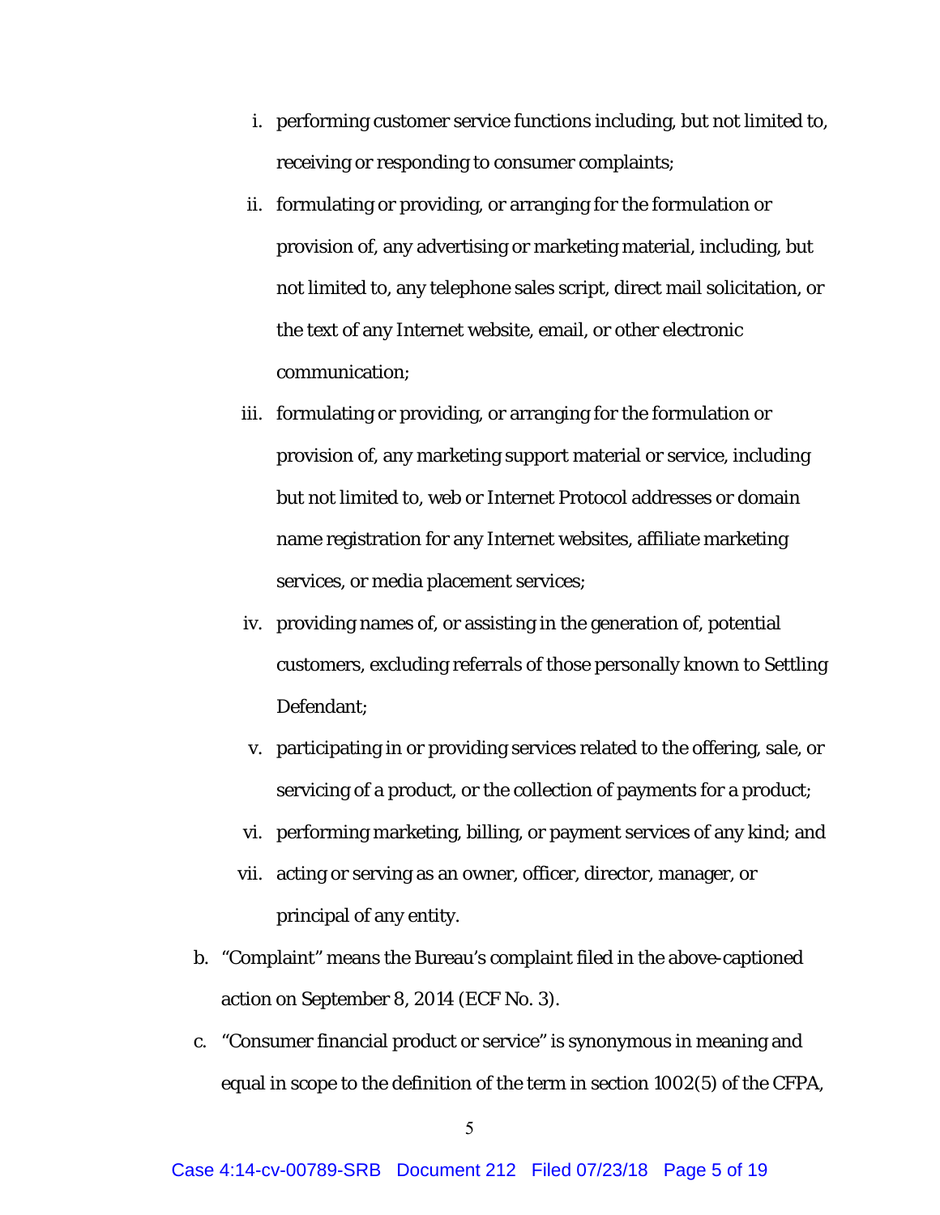i. performing customer service functions including, but not limited to, receiving or responding to consumer complaints;

ii. formulating or providing, or arranging for the formulation or provision of, any advertising or marketing material, including, but not limited to, any telephone sales script, direct mail solicitation, or the text of any Internet website, email, or other electronic communication;

iii. formulating or providing, or arranging for the formulation or provision of, any marketing support material or service, including but not limited to, web or Internet Protocol addresses or domain name registration for any Internet websites, affiliate marketing services, or media placement services;

iv. providing names of, or assisting in the generation of, potential customers, excluding referrals of those personally known to Settling Defendant;

v. participating in or providing services related to the offering, sale, or servicing of a product, or the collection of payments for a product;

vi. performing marketing, billing, or payment services of any kind; and

vii. acting or serving as an owner, officer, director, manager, or principal of any entity.

b. "Complaint" means the Bureau's complaint filed in the above-captioned action on September 8, 2014 (ECF No. 3).

c. "Consumer financial product or service" is synonymous in meaning and equal in scope to the definition of the term in section 1002(5) of the CFPA,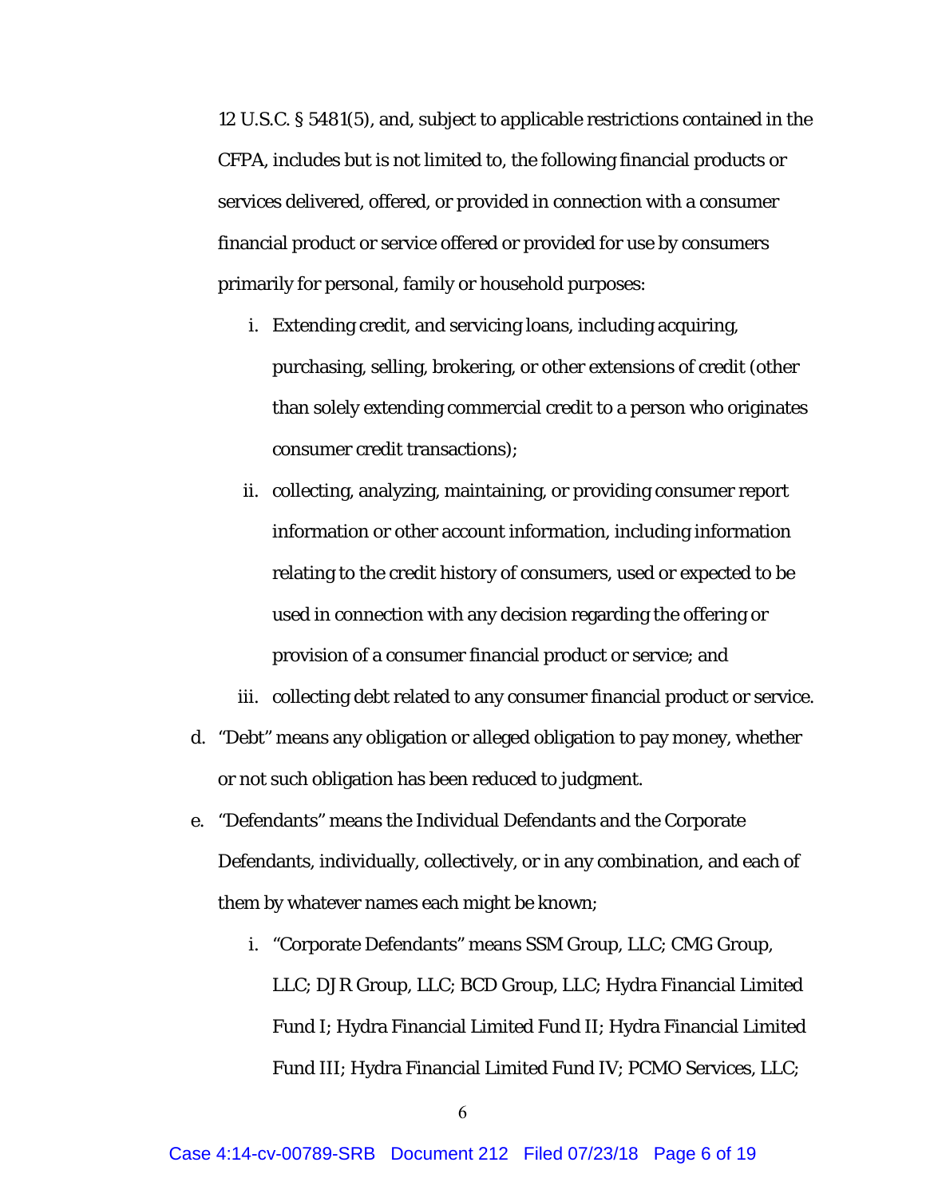12 U.S.C. § 5481(5), and, subject to applicable restrictions contained in the CFPA, includes but is not limited to, the following financial products or services delivered, offered, or provided in connection with a consumer financial product or service offered or provided for use by consumers primarily for personal, family or household purposes:

   i. Extending credit, and servicing loans, including acquiring, purchasing, selling, brokering, or other extensions of credit (other than solely extending commercial credit to a person who originates consumer credit transactions);

   ii. collecting, analyzing, maintaining, or providing consumer report information or other account information, including information relating to the credit history of consumers, used or expected to be used in connection with any decision regarding the offering or provision of a consumer financial product or service; and

   iii. collecting debt related to any consumer financial product or service.

d. "Debt" means any obligation or alleged obligation to pay money, whether or not such obligation has been reduced to judgment.

e. "Defendants" means the Individual Defendants and the Corporate Defendants, individually, collectively, or in any combination, and each of them by whatever names each might be known;

   i. "Corporate Defendants" means SSM Group, LLC; CMG Group, LLC; DJR Group, LLC; BCD Group, LLC; Hydra Financial Limited Fund I; Hydra Financial Limited Fund II; Hydra Financial Limited Fund III; Hydra Financial Limited Fund IV; PCMO Services, LLC;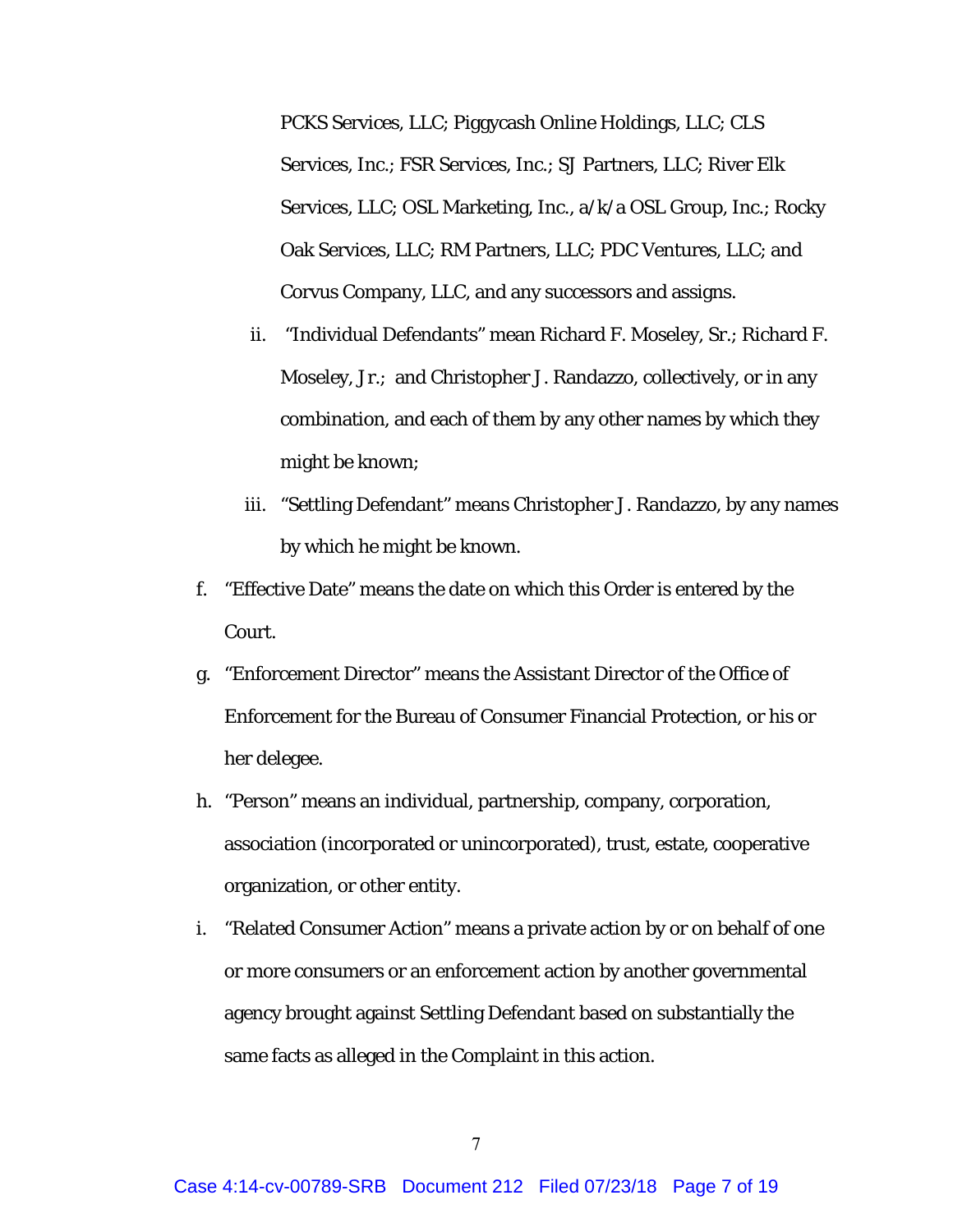PCKS Services, LLC; Piggycash Online Holdings, LLC; CLS Services, Inc.; FSR Services, Inc.; SJ Partners, LLC; River Elk Services, LLC; OSL Marketing, Inc., a/k/a OSL Group, Inc.; Rocky Oak Services, LLC; RM Partners, LLC; PDC Ventures, LLC; and Corvus Company, LLC, and any successors and assigns.

ii. "Individual Defendants" mean Richard F. Moseley, Sr.; Richard F. Moseley, Jr.; and Christopher J. Randazzo, collectively, or in any combination, and each of them by any other names by which they might be known;

iii. "Settling Defendant" means Christopher J. Randazzo, by any names by which he might be known.

f. "Effective Date" means the date on which this Order is entered by the Court.

g. "Enforcement Director" means the Assistant Director of the Office of Enforcement for the Bureau of Consumer Financial Protection, or his or her delegee.

h. "Person" means an individual, partnership, company, corporation, association (incorporated or unincorporated), trust, estate, cooperative organization, or other entity.

i. "Related Consumer Action" means a private action by or on behalf of one or more consumers or an enforcement action by another governmental agency brought against Settling Defendant based on substantially the same facts as alleged in the Complaint in this action.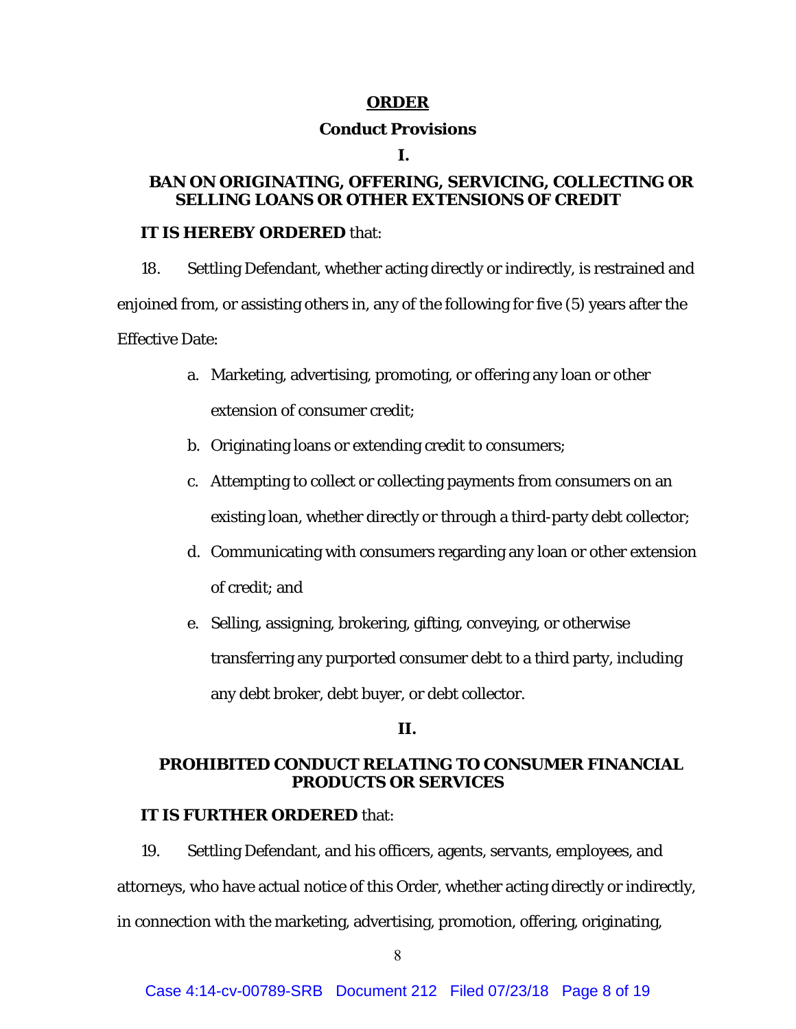# ORDER

## Conduct Provisions

### I.

### BAN ON ORIGINATING, OFFERING, SERVICING, COLLECTING OR SELLING LOANS OR OTHER EXTENSIONS OF CREDIT

**IT IS HEREBY ORDERED** that:

18. Settling Defendant, whether acting directly or indirectly, is restrained and enjoined from, or assisting others in, any of the following for five (5) years after the Effective Date:

   a. Marketing, advertising, promoting, or offering any loan or other extension of consumer credit;

   b. Originating loans or extending credit to consumers;

   c. Attempting to collect or collecting payments from consumers on an existing loan, whether directly or through a third-party debt collector;

   d. Communicating with consumers regarding any loan or other extension of credit; and

   e. Selling, assigning, brokering, gifting, conveying, or otherwise transferring any purported consumer debt to a third party, including any debt broker, debt buyer, or debt collector.

### II.

### PROHIBITED CONDUCT RELATING TO CONSUMER FINANCIAL PRODUCTS OR SERVICES

**IT IS FURTHER ORDERED** that:

19. Settling Defendant, and his officers, agents, servants, employees, and attorneys, who have actual notice of this Order, whether acting directly or indirectly, in connection with the marketing, advertising, promotion, offering, originating,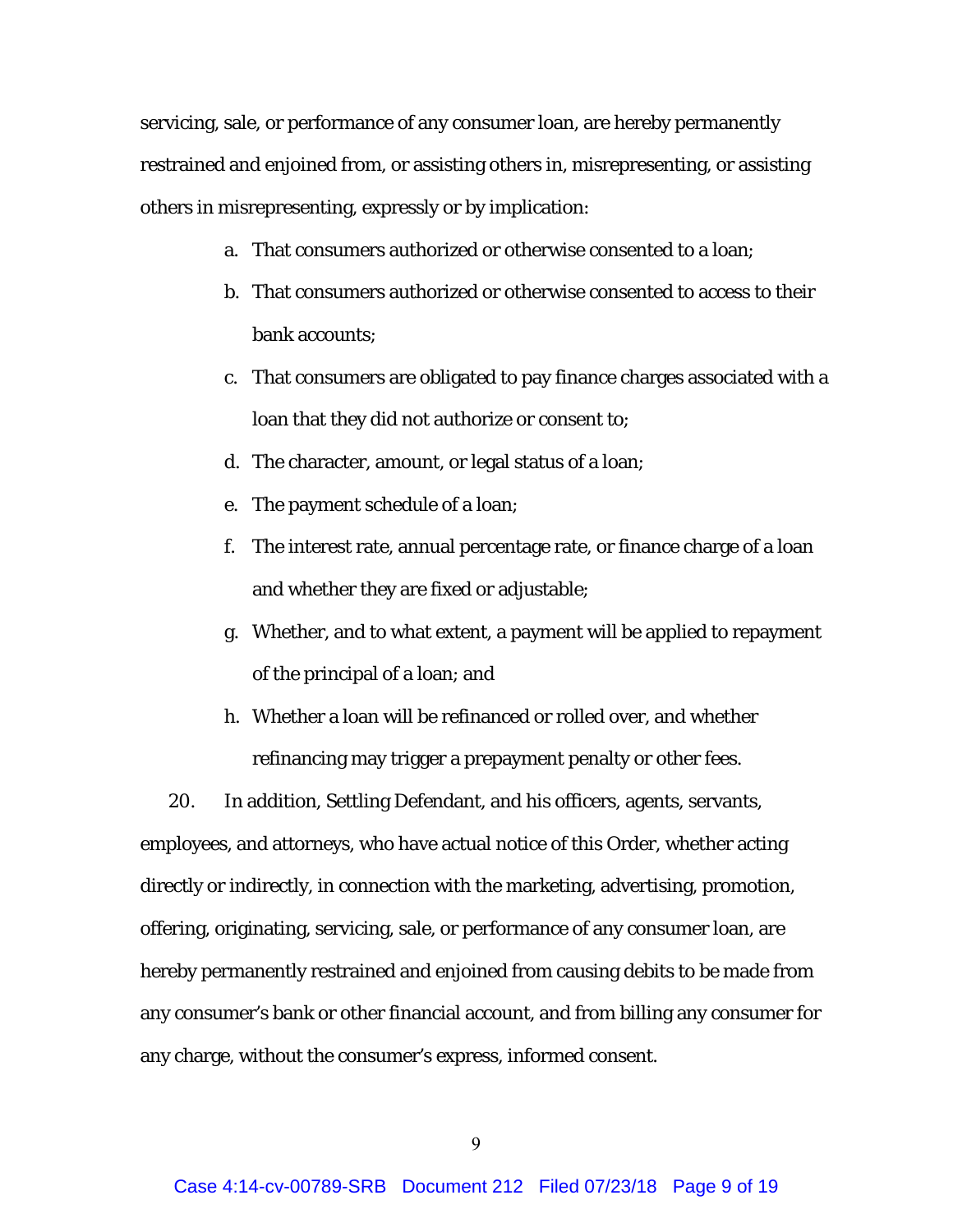servicing, sale, or performance of any consumer loan, are hereby permanently restrained and enjoined from, or assisting others in, misrepresenting, or assisting others in misrepresenting, expressly or by implication:

a. That consumers authorized or otherwise consented to a loan;

b. That consumers authorized or otherwise consented to access to their bank accounts;

c. That consumers are obligated to pay finance charges associated with a loan that they did not authorize or consent to;

d. The character, amount, or legal status of a loan;

e. The payment schedule of a loan;

f. The interest rate, annual percentage rate, or finance charge of a loan and whether they are fixed or adjustable;

g. Whether, and to what extent, a payment will be applied to repayment of the principal of a loan; and

h. Whether a loan will be refinanced or rolled over, and whether refinancing may trigger a prepayment penalty or other fees.

20. In addition, Settling Defendant, and his officers, agents, servants, employees, and attorneys, who have actual notice of this Order, whether acting directly or indirectly, in connection with the marketing, advertising, promotion, offering, originating, servicing, sale, or performance of any consumer loan, are hereby permanently restrained and enjoined from causing debits to be made from any consumer's bank or other financial account, and from billing any consumer for any charge, without the consumer's express, informed consent.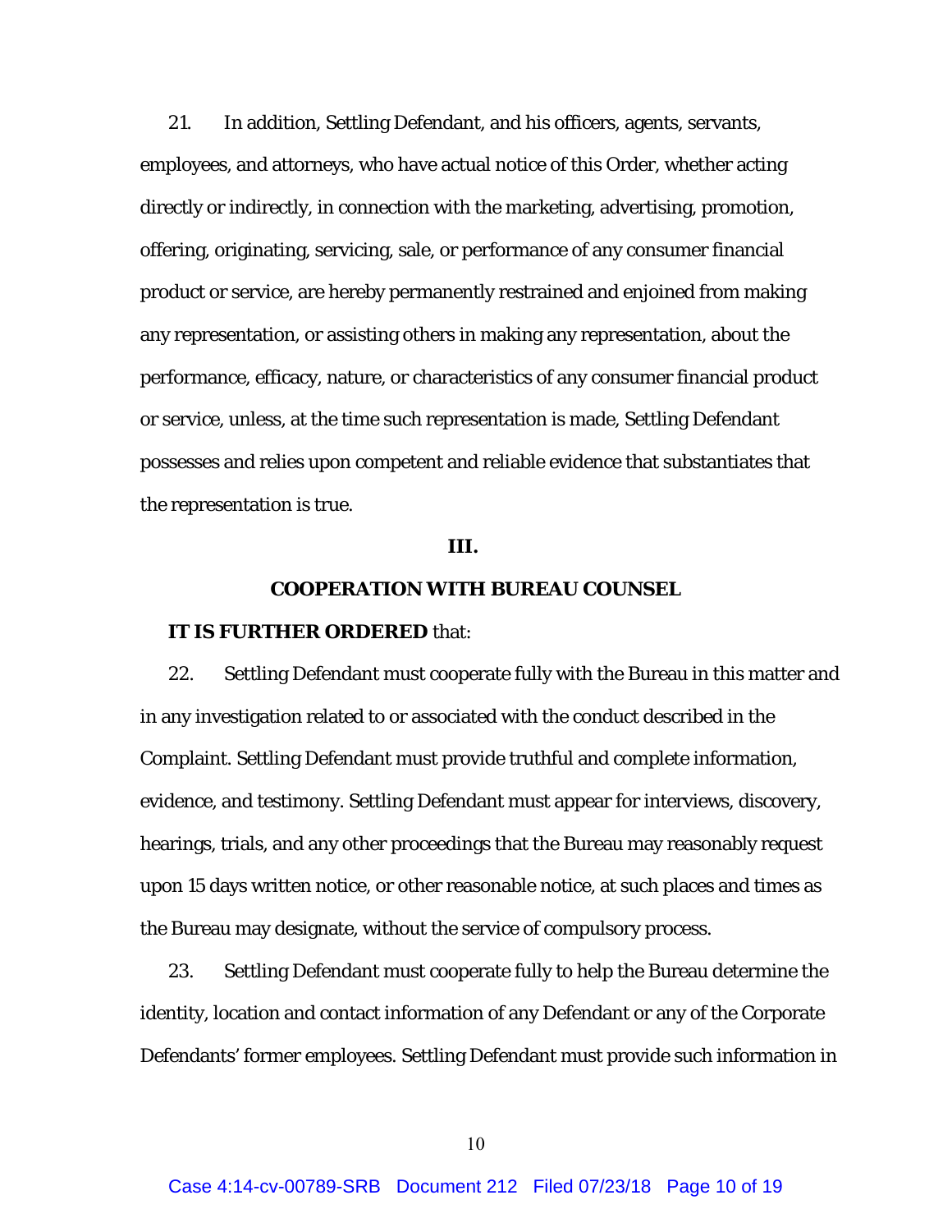21. In addition, Settling Defendant, and his officers, agents, servants, employees, and attorneys, who have actual notice of this Order, whether acting directly or indirectly, in connection with the marketing, advertising, promotion, offering, originating, servicing, sale, or performance of any consumer financial product or service, are hereby permanently restrained and enjoined from making any representation, or assisting others in making any representation, about the performance, efficacy, nature, or characteristics of any consumer financial product or service, unless, at the time such representation is made, Settling Defendant possesses and relies upon competent and reliable evidence that substantiates that the representation is true.

## III.

## COOPERATION WITH BUREAU COUNSEL

**IT IS FURTHER ORDERED** that:

22. Settling Defendant must cooperate fully with the Bureau in this matter and in any investigation related to or associated with the conduct described in the Complaint. Settling Defendant must provide truthful and complete information, evidence, and testimony. Settling Defendant must appear for interviews, discovery, hearings, trials, and any other proceedings that the Bureau may reasonably request upon 15 days written notice, or other reasonable notice, at such places and times as the Bureau may designate, without the service of compulsory process.

23. Settling Defendant must cooperate fully to help the Bureau determine the identity, location and contact information of any Defendant or any of the Corporate Defendants' former employees. Settling Defendant must provide such information in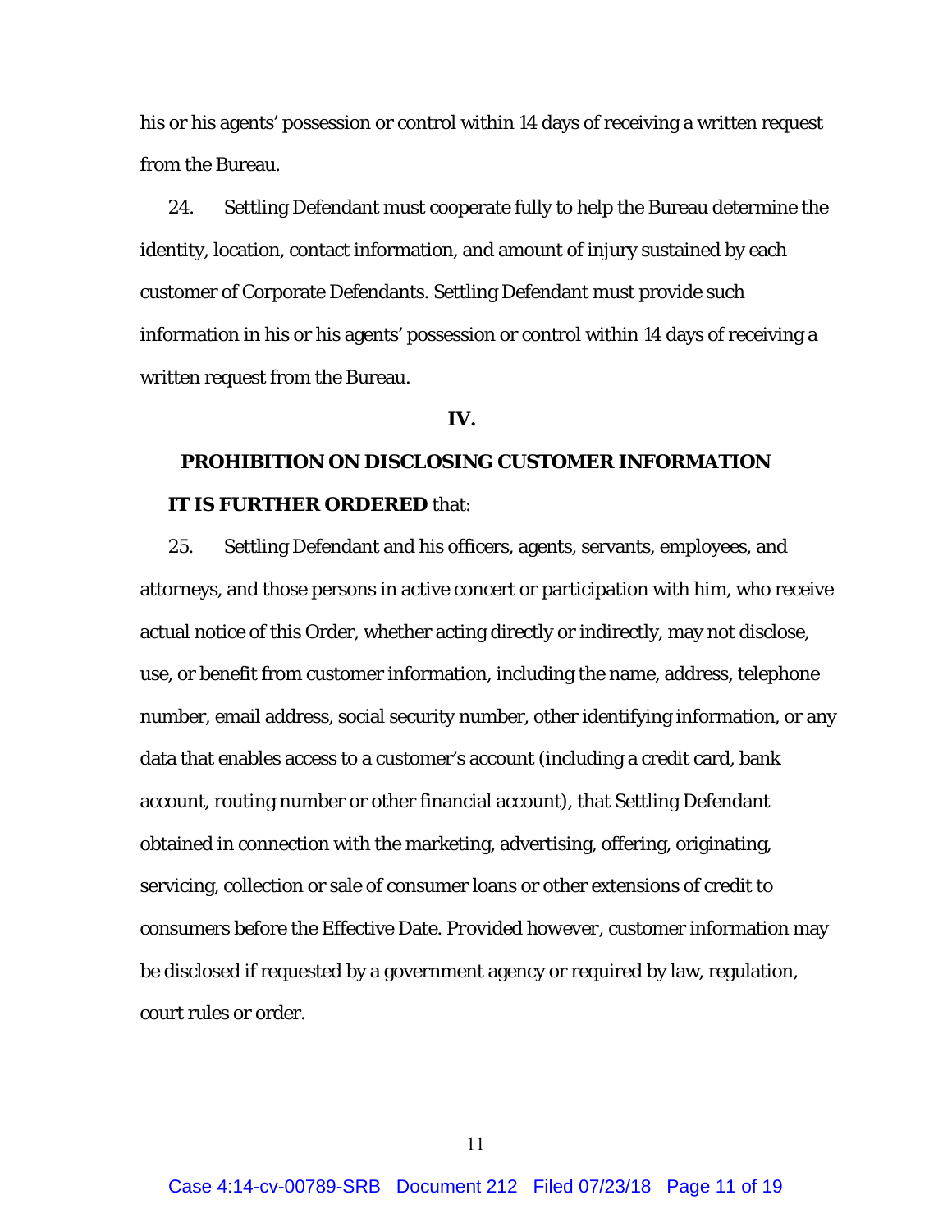his or his agents' possession or control within 14 days of receiving a written request from the Bureau.

24. Settling Defendant must cooperate fully to help the Bureau determine the identity, location, contact information, and amount of injury sustained by each customer of Corporate Defendants. Settling Defendant must provide such information in his or his agents' possession or control within 14 days of receiving a written request from the Bureau.

**IV.**

**PROHIBITION ON DISCLOSING CUSTOMER INFORMATION**

**IT IS FURTHER ORDERED** that:

25. Settling Defendant and his officers, agents, servants, employees, and attorneys, and those persons in active concert or participation with him, who receive actual notice of this Order, whether acting directly or indirectly, may not disclose, use, or benefit from customer information, including the name, address, telephone number, email address, social security number, other identifying information, or any data that enables access to a customer's account (including a credit card, bank account, routing number or other financial account), that Settling Defendant obtained in connection with the marketing, advertising, offering, originating, servicing, collection or sale of consumer loans or other extensions of credit to consumers before the Effective Date. *Provided however*, customer information may be disclosed if requested by a government agency or required by law, regulation, court rules or order.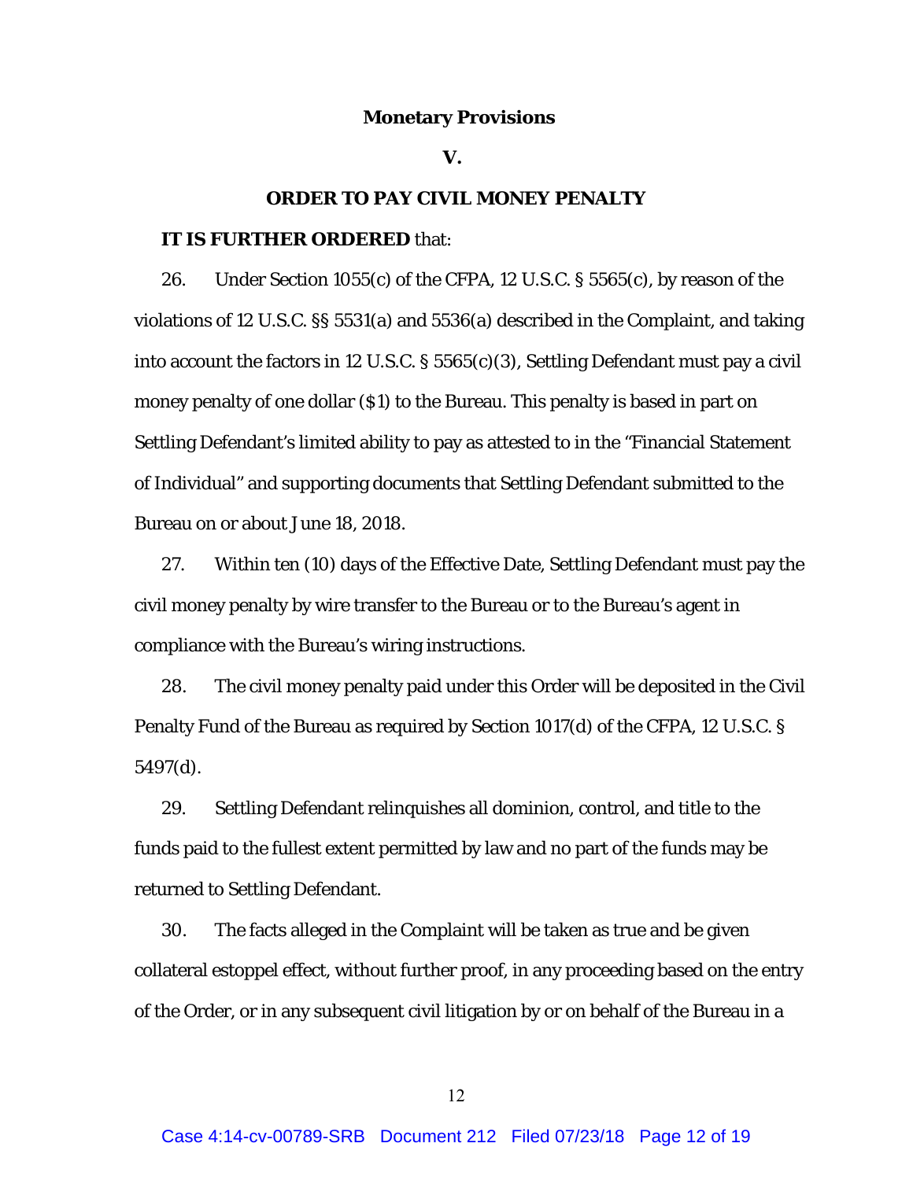**Monetary Provisions**

**V.**

**ORDER TO PAY CIVIL MONEY PENALTY**

**IT IS FURTHER ORDERED** that:

26. Under Section 1055(c) of the CFPA, 12 U.S.C. § 5565(c), by reason of the violations of 12 U.S.C. §§ 5531(a) and 5536(a) described in the Complaint, and taking into account the factors in 12 U.S.C. § 5565(c)(3), Settling Defendant must pay a civil money penalty of one dollar ($1) to the Bureau. This penalty is based in part on Settling Defendant's limited ability to pay as attested to in the "Financial Statement of Individual" and supporting documents that Settling Defendant submitted to the Bureau on or about June 18, 2018.

27. Within ten (10) days of the Effective Date, Settling Defendant must pay the civil money penalty by wire transfer to the Bureau or to the Bureau's agent in compliance with the Bureau's wiring instructions.

28. The civil money penalty paid under this Order will be deposited in the Civil Penalty Fund of the Bureau as required by Section 1017(d) of the CFPA, 12 U.S.C. § 5497(d).

29. Settling Defendant relinquishes all dominion, control, and title to the funds paid to the fullest extent permitted by law and no part of the funds may be returned to Settling Defendant.

30. The facts alleged in the Complaint will be taken as true and be given collateral estoppel effect, without further proof, in any proceeding based on the entry of the Order, or in any subsequent civil litigation by or on behalf of the Bureau in a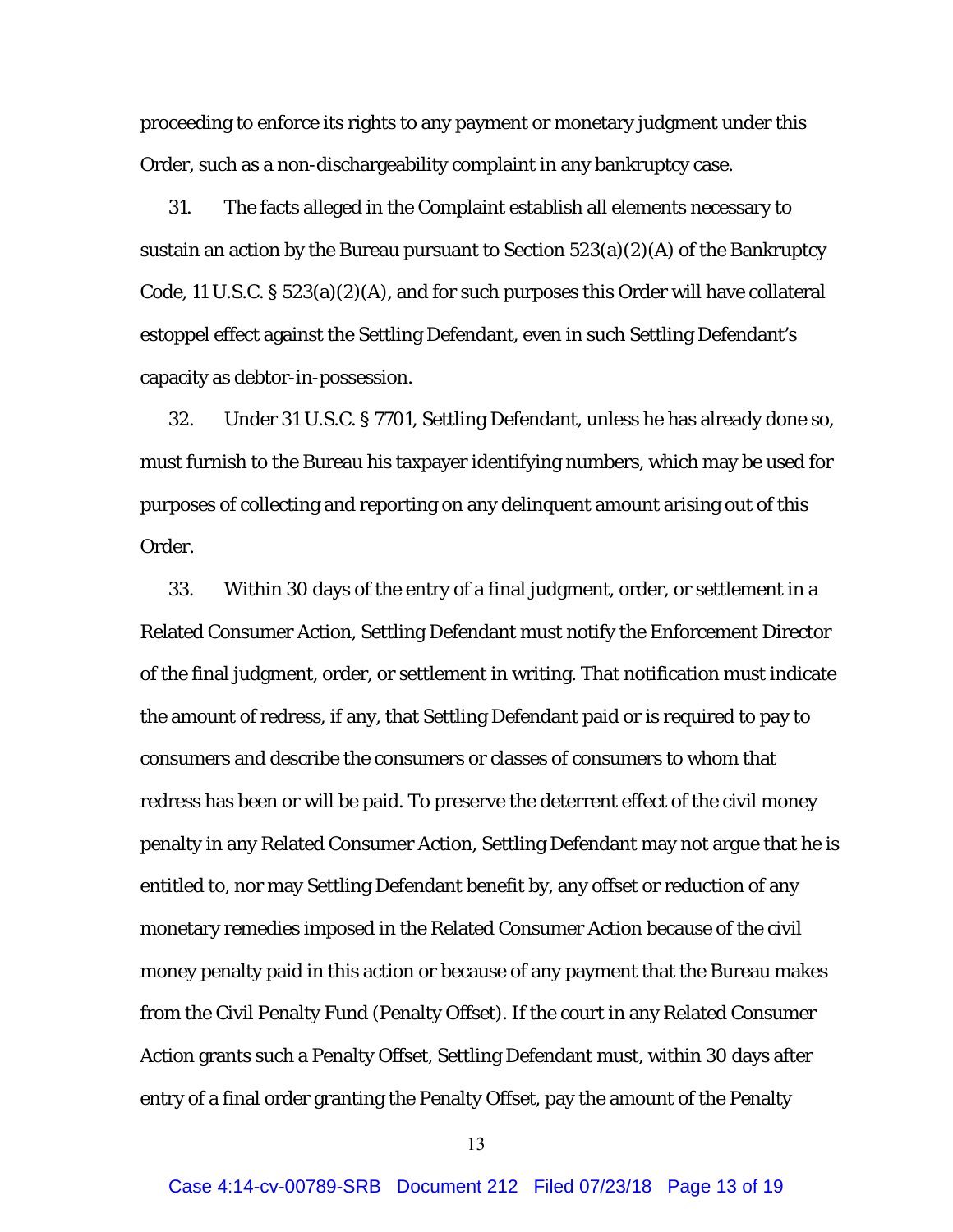proceeding to enforce its rights to any payment or monetary judgment under this Order, such as a non-dischargeability complaint in any bankruptcy case.

31. The facts alleged in the Complaint establish all elements necessary to sustain an action by the Bureau pursuant to Section 523(a)(2)(A) of the Bankruptcy Code, 11 U.S.C. § 523(a)(2)(A), and for such purposes this Order will have collateral estoppel effect against the Settling Defendant, even in such Settling Defendant's capacity as debtor-in-possession.

32. Under 31 U.S.C. § 7701, Settling Defendant, unless he has already done so, must furnish to the Bureau his taxpayer identifying numbers, which may be used for purposes of collecting and reporting on any delinquent amount arising out of this Order.

33. Within 30 days of the entry of a final judgment, order, or settlement in a Related Consumer Action, Settling Defendant must notify the Enforcement Director of the final judgment, order, or settlement in writing. That notification must indicate the amount of redress, if any, that Settling Defendant paid or is required to pay to consumers and describe the consumers or classes of consumers to whom that redress has been or will be paid. To preserve the deterrent effect of the civil money penalty in any Related Consumer Action, Settling Defendant may not argue that he is entitled to, nor may Settling Defendant benefit by, any offset or reduction of any monetary remedies imposed in the Related Consumer Action because of the civil money penalty paid in this action or because of any payment that the Bureau makes from the Civil Penalty Fund (Penalty Offset). If the court in any Related Consumer Action grants such a Penalty Offset, Settling Defendant must, within 30 days after entry of a final order granting the Penalty Offset, pay the amount of the Penalty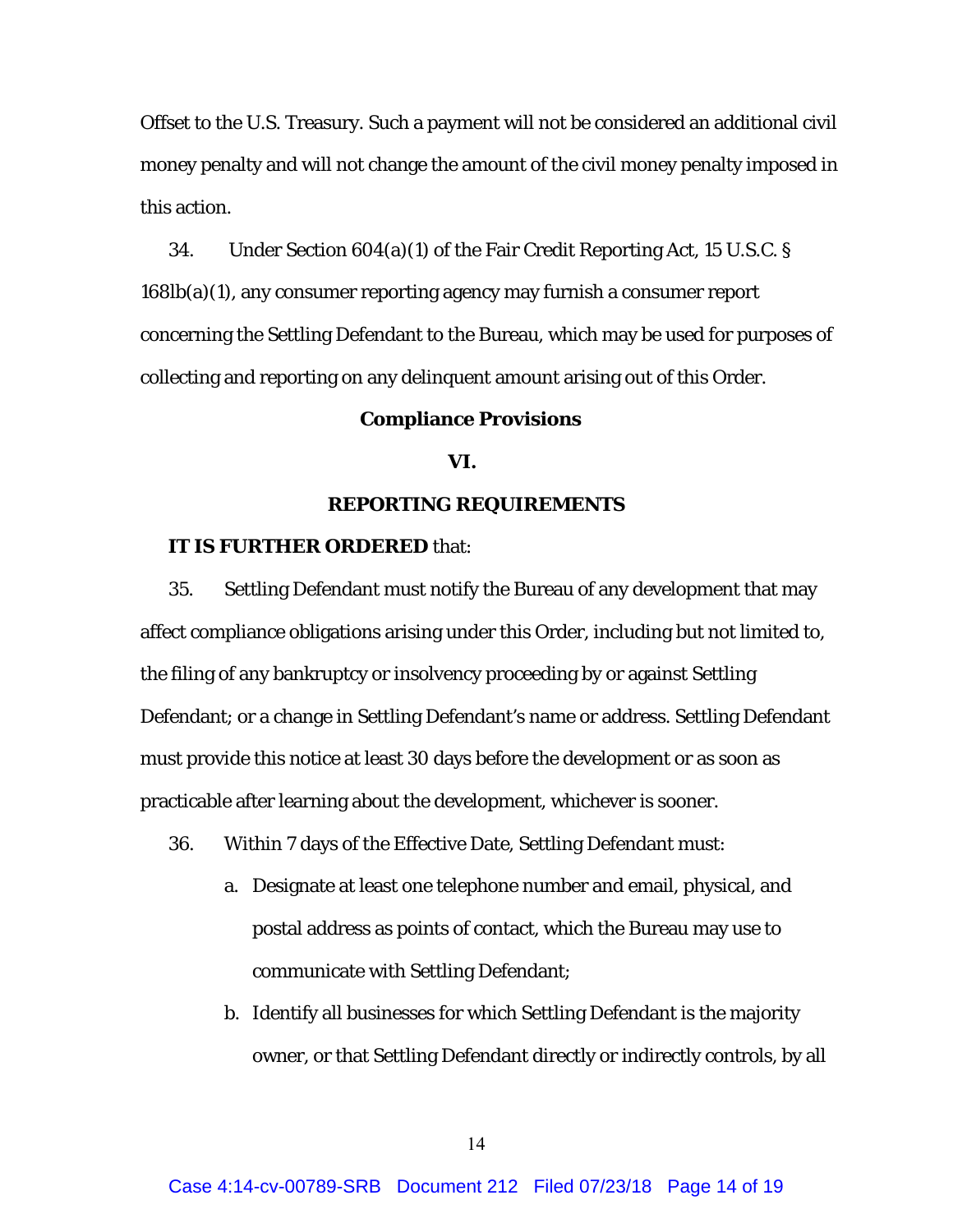Offset to the U.S. Treasury. Such a payment will not be considered an additional civil money penalty and will not change the amount of the civil money penalty imposed in this action.

34. Under Section 604(a)(1) of the Fair Credit Reporting Act, 15 U.S.C. § 168lb(a)(1), any consumer reporting agency may furnish a consumer report concerning the Settling Defendant to the Bureau, which may be used for purposes of collecting and reporting on any delinquent amount arising out of this Order.

**Compliance Provisions**

**VI.**

**REPORTING REQUIREMENTS**

**IT IS FURTHER ORDERED** that:

35. Settling Defendant must notify the Bureau of any development that may affect compliance obligations arising under this Order, including but not limited to, the filing of any bankruptcy or insolvency proceeding by or against Settling Defendant; or a change in Settling Defendant's name or address. Settling Defendant must provide this notice at least 30 days before the development or as soon as practicable after learning about the development, whichever is sooner.

36. Within 7 days of the Effective Date, Settling Defendant must:

a. Designate at least one telephone number and email, physical, and postal address as points of contact, which the Bureau may use to communicate with Settling Defendant;

b. Identify all businesses for which Settling Defendant is the majority owner, or that Settling Defendant directly or indirectly controls, by all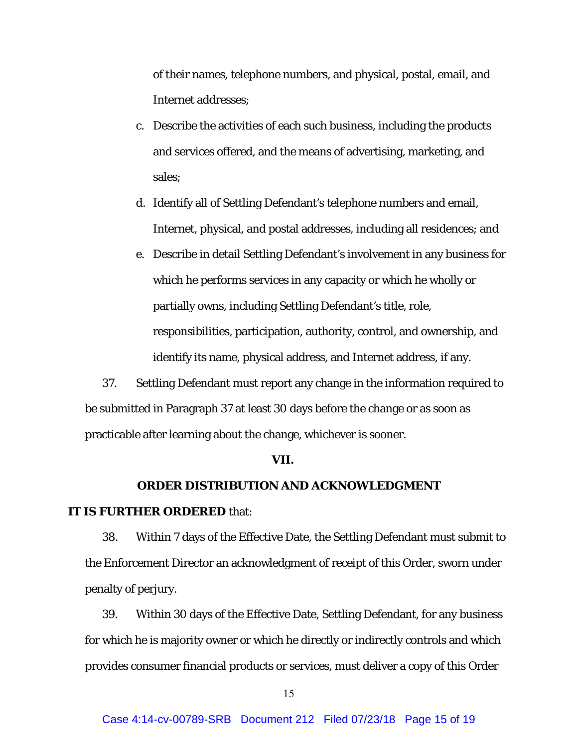of their names, telephone numbers, and physical, postal, email, and Internet addresses;

c. Describe the activities of each such business, including the products and services offered, and the means of advertising, marketing, and sales;

d. Identify all of Settling Defendant's telephone numbers and email, Internet, physical, and postal addresses, including all residences; and

e. Describe in detail Settling Defendant's involvement in any business for which he performs services in any capacity or which he wholly or partially owns, including Settling Defendant's title, role, responsibilities, participation, authority, control, and ownership, and identify its name, physical address, and Internet address, if any.

37. Settling Defendant must report any change in the information required to be submitted in Paragraph 37 at least 30 days before the change or as soon as practicable after learning about the change, whichever is sooner.

**VII.**

**ORDER DISTRIBUTION AND ACKNOWLEDGMENT**

**IT IS FURTHER ORDERED** that:

38. Within 7 days of the Effective Date, the Settling Defendant must submit to the Enforcement Director an acknowledgment of receipt of this Order, sworn under penalty of perjury.

39. Within 30 days of the Effective Date, Settling Defendant, for any business for which he is majority owner or which he directly or indirectly controls and which provides consumer financial products or services, must deliver a copy of this Order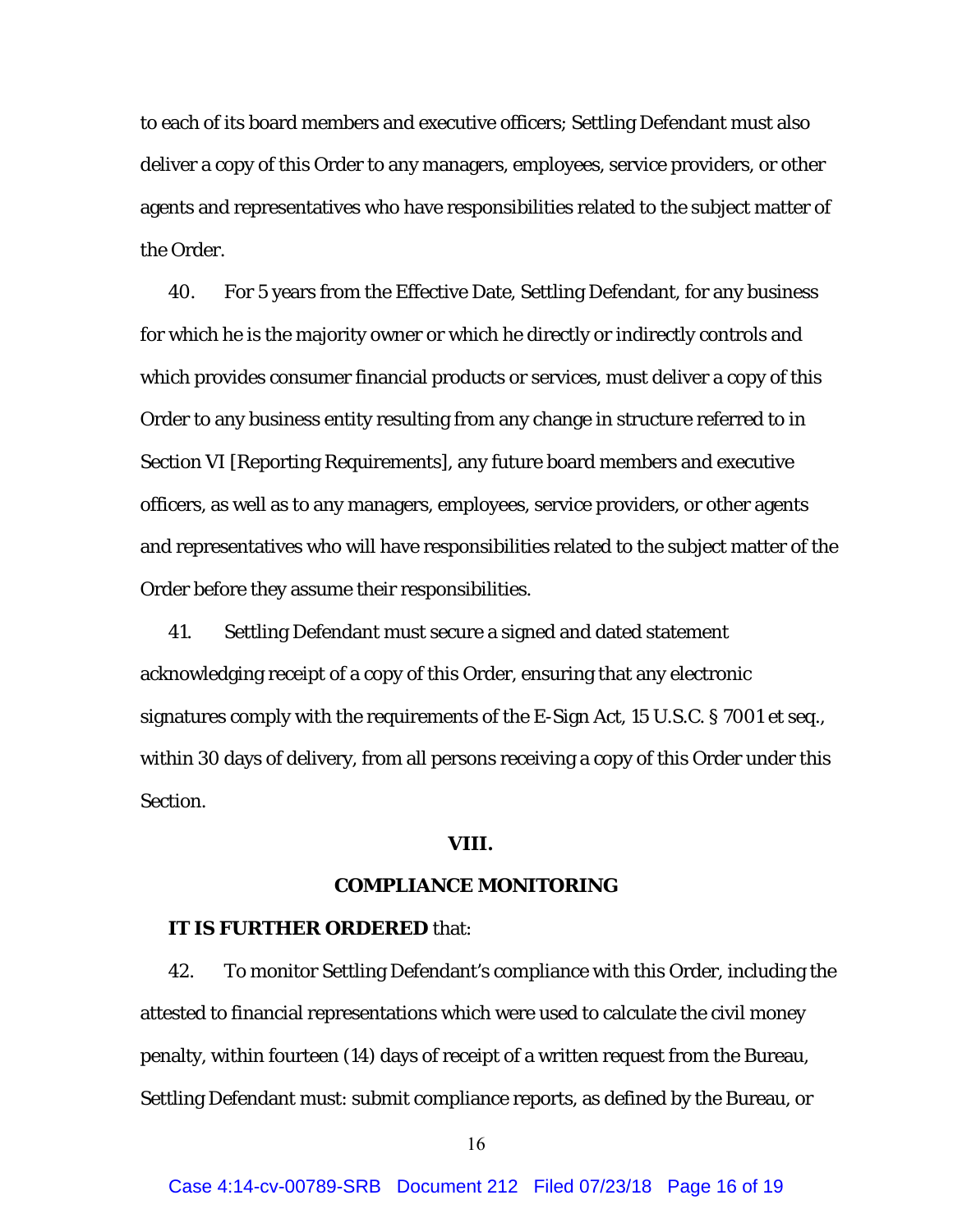to each of its board members and executive officers; Settling Defendant must also deliver a copy of this Order to any managers, employees, service providers, or other agents and representatives who have responsibilities related to the subject matter of the Order.

40. For 5 years from the Effective Date, Settling Defendant, for any business for which he is the majority owner or which he directly or indirectly controls and which provides consumer financial products or services, must deliver a copy of this Order to any business entity resulting from any change in structure referred to in Section VI [Reporting Requirements], any future board members and executive officers, as well as to any managers, employees, service providers, or other agents and representatives who will have responsibilities related to the subject matter of the Order before they assume their responsibilities.

41. Settling Defendant must secure a signed and dated statement acknowledging receipt of a copy of this Order, ensuring that any electronic signatures comply with the requirements of the E-Sign Act, 15 U.S.C. § 7001 et seq., within 30 days of delivery, from all persons receiving a copy of this Order under this Section.

## VIII.

## COMPLIANCE MONITORING

**IT IS FURTHER ORDERED** that:

42. To monitor Settling Defendant's compliance with this Order, including the attested to financial representations which were used to calculate the civil money penalty, within fourteen (14) days of receipt of a written request from the Bureau, Settling Defendant must: submit compliance reports, as defined by the Bureau, or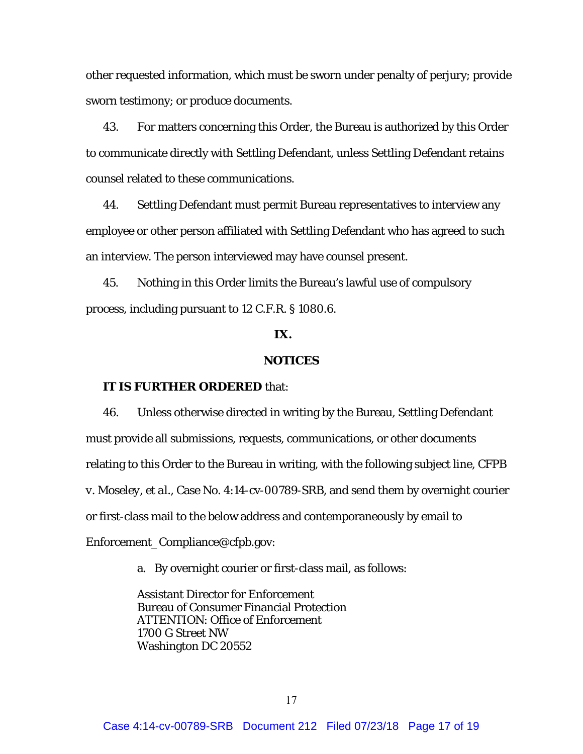other requested information, which must be sworn under penalty of perjury; provide sworn testimony; or produce documents.

43. For matters concerning this Order, the Bureau is authorized by this Order to communicate directly with Settling Defendant, unless Settling Defendant retains counsel related to these communications.

44. Settling Defendant must permit Bureau representatives to interview any employee or other person affiliated with Settling Defendant who has agreed to such an interview. The person interviewed may have counsel present.

45. Nothing in this Order limits the Bureau's lawful use of compulsory process, including pursuant to 12 C.F.R. § 1080.6.

**IX.**

**NOTICES**

**IT IS FURTHER ORDERED** that:

46. Unless otherwise directed in writing by the Bureau, Settling Defendant must provide all submissions, requests, communications, or other documents relating to this Order to the Bureau in writing, with the following subject line, CFPB v. Moseley, *et al.*, Case No. 4:14-cv-00789-SRB, and send them by overnight courier or first-class mail to the below address and contemporaneously by email to Enforcement_Compliance@cfpb.gov:

a. By overnight courier or first-class mail, as follows:

Assistant Director for Enforcement
Bureau of Consumer Financial Protection
ATTENTION: Office of Enforcement
1700 G Street NW
Washington DC 20552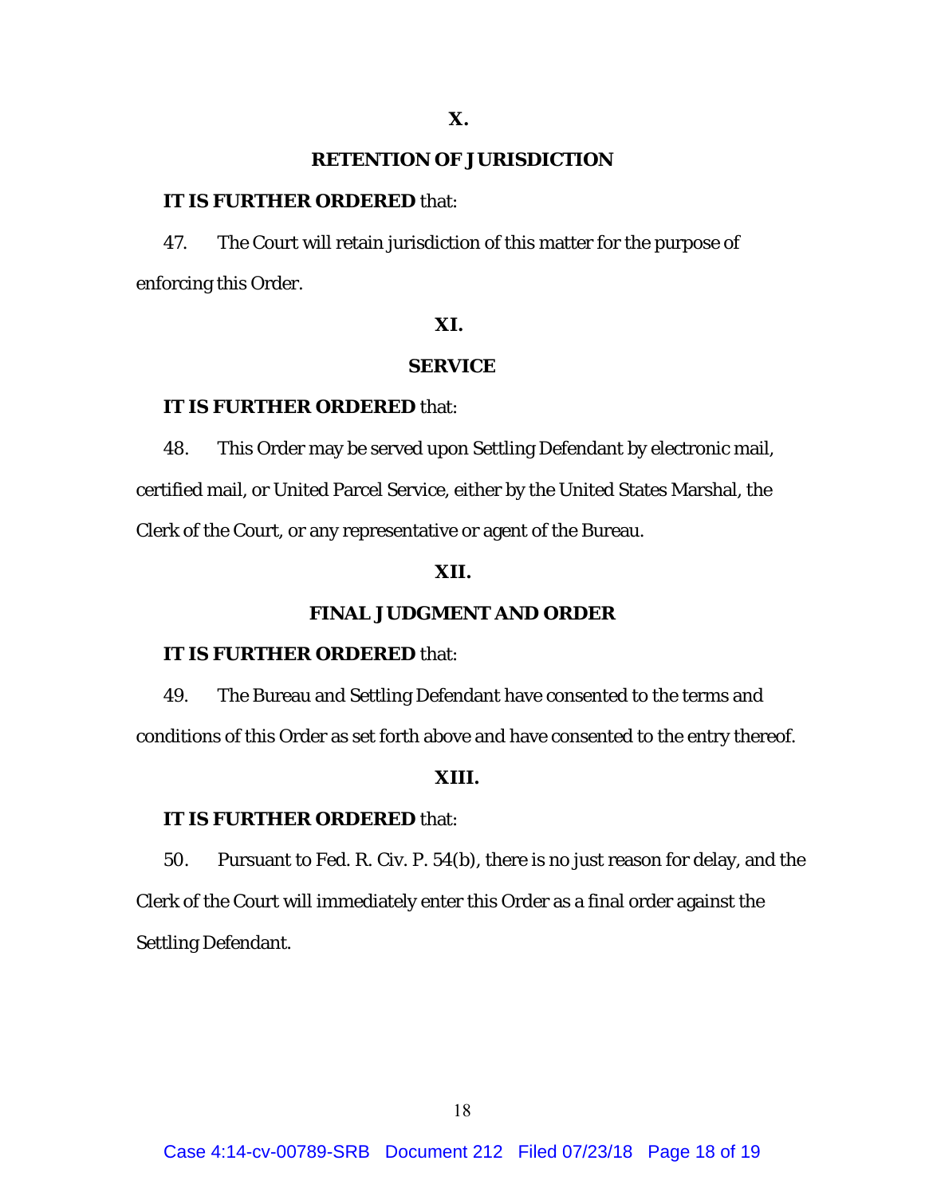## X.

## RETENTION OF JURISDICTION

**IT IS FURTHER ORDERED** that:

47. The Court will retain jurisdiction of this matter for the purpose of enforcing this Order.

## XI.

## SERVICE

**IT IS FURTHER ORDERED** that:

48. This Order may be served upon Settling Defendant by electronic mail, certified mail, or United Parcel Service, either by the United States Marshal, the Clerk of the Court, or any representative or agent of the Bureau.

## XII.

## FINAL JUDGMENT AND ORDER

**IT IS FURTHER ORDERED** that:

49. The Bureau and Settling Defendant have consented to the terms and conditions of this Order as set forth above and have consented to the entry thereof.

## XIII.

**IT IS FURTHER ORDERED** that:

50. Pursuant to Fed. R. Civ. P. 54(b), there is no just reason for delay, and the Clerk of the Court will immediately enter this Order as a final order against the Settling Defendant.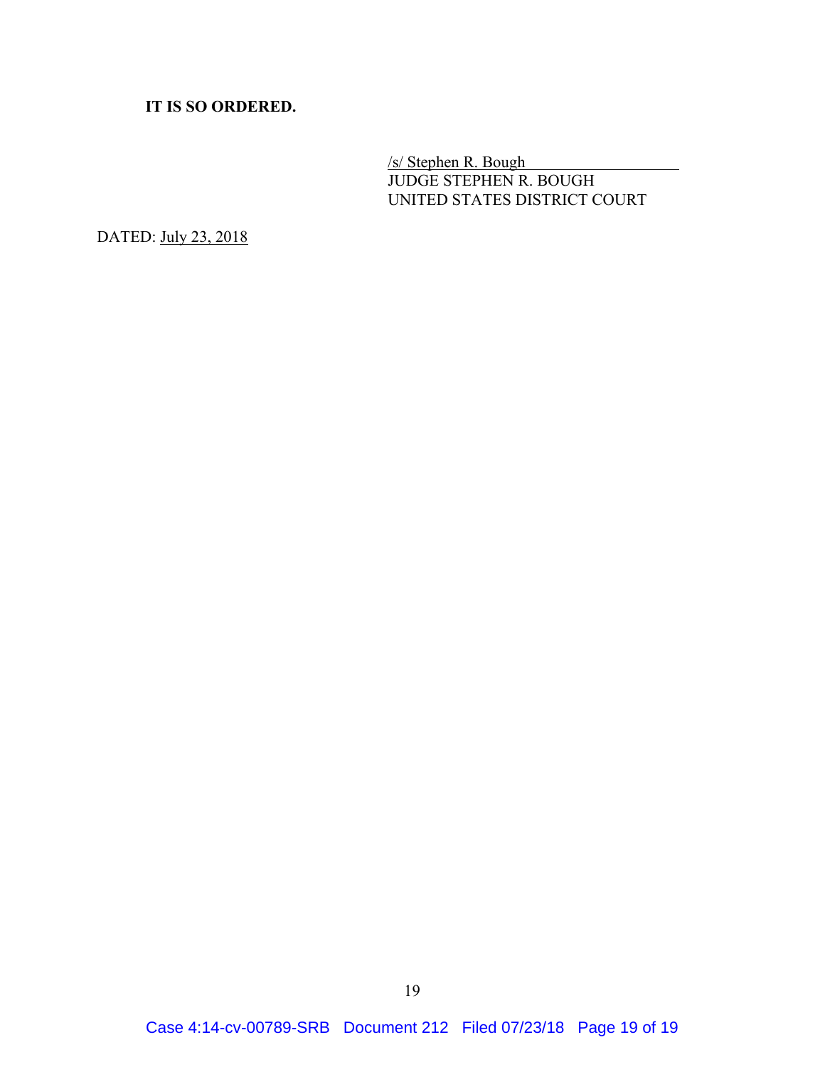**IT IS SO ORDERED.**

/s/ Stephen R. Bough
JUDGE STEPHEN R. BOUGH
UNITED STATES DISTRICT COURT

DATED: July 23, 2018